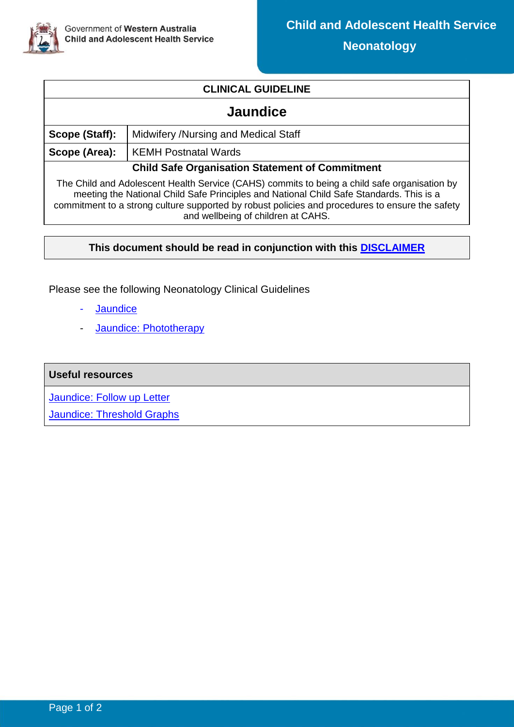Government of **Western Australia**
**Child and Adolescent Health Service**

**Child and Adolescent Health Service**

**Neonatology**

| **CLINICAL GUIDELINE** | |
|---|---|
| **Jaundice** | |
| **Scope (Staff):** | Midwifery /Nursing and Medical Staff |
| **Scope (Area):** | KEMH Postnatal Wards |
| **Child Safe Organisation Statement of Commitment** The Child and Adolescent Health Service (CAHS) commits to being a child safe organisation by meeting the National Child Safe Principles and National Child Safe Standards. This is a commitment to a strong culture supported by robust policies and procedures to ensure the safety and wellbeing of children at CAHS. | |

**This document should be read in conjunction with this DISCLAIMER**

Please see the following Neonatology Clinical Guidelines

- Jaundice
- Jaundice: Phototherapy

| **Useful resources** |
|---|
| Jaundice: Follow up Letter<br>Jaundice: Threshold Graphs |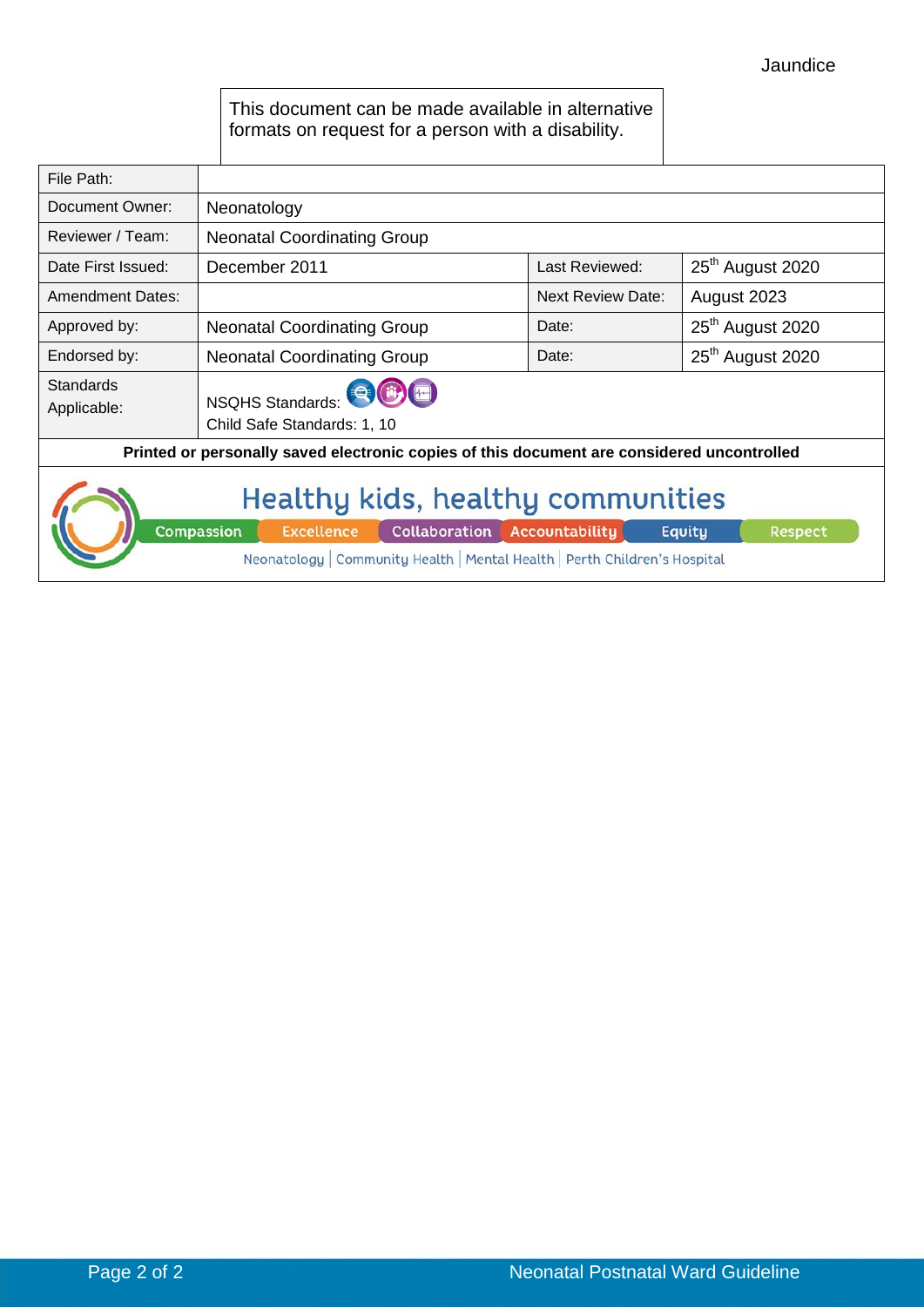This document can be made available in alternative formats on request for a person with a disability.

| | | | |
|---|---|---|---|
| File Path: | | | |
| Document Owner: | Neonatology | | |
| Reviewer / Team: | Neonatal Coordinating Group | | |
| Date First Issued: | December 2011 | Last Reviewed: | 25th August 2020 |
| Amendment Dates: | | Next Review Date: | August 2023 |
| Approved by: | Neonatal Coordinating Group | Date: | 25th August 2020 |
| Endorsed by: | Neonatal Coordinating Group | Date: | 25th August 2020 |
| Standards Applicable: | NSQHS Standards: <br> Child Safe Standards: 1, 10 | | |

**Printed or personally saved electronic copies of this document are considered uncontrolled**

Healthy kids, healthy communities

Compassion | Excellence | Collaboration | Accountability | Equity | Respect

Neonatology | Community Health | Mental Health | Perth Children's Hospital